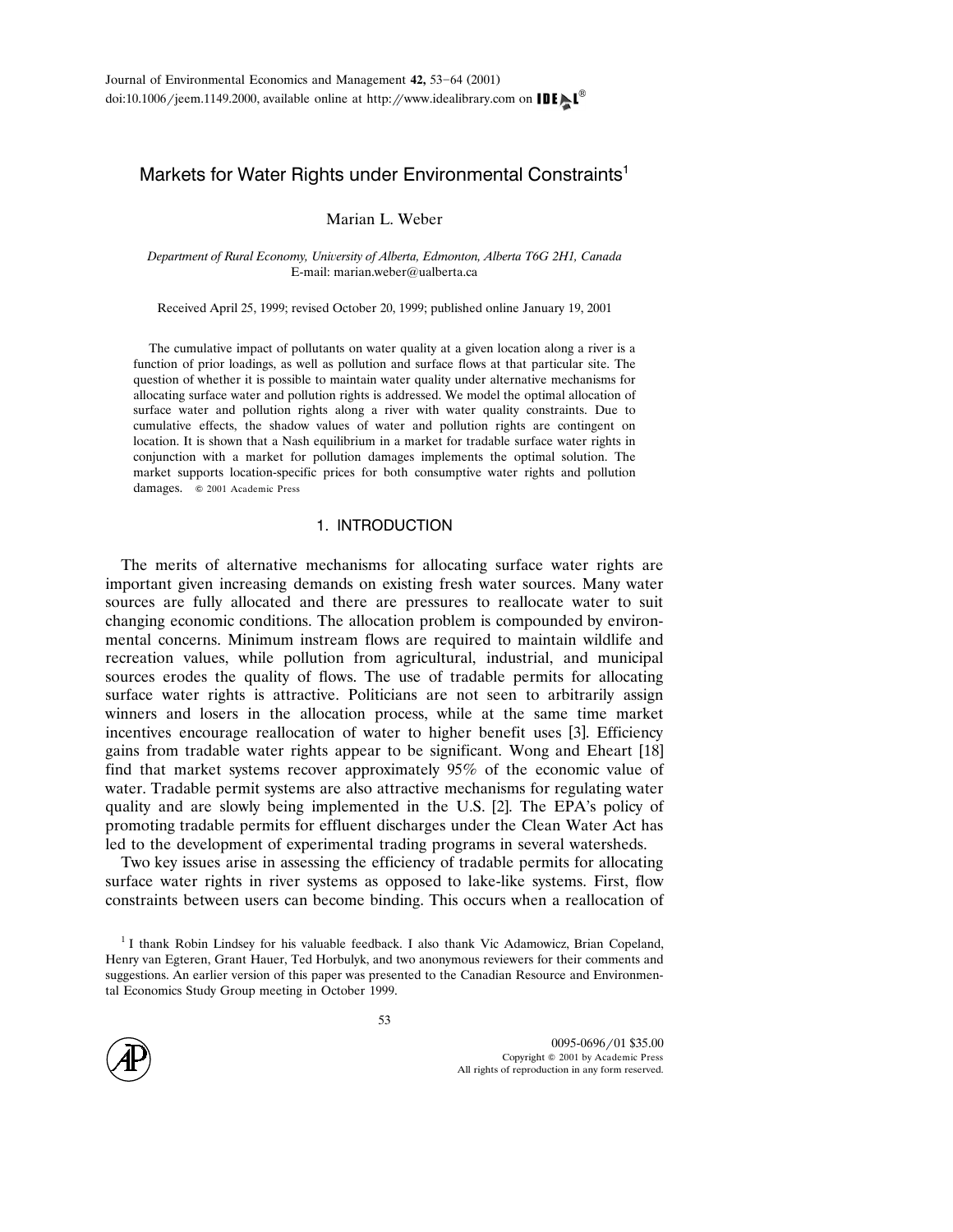# Markets for Water Rights under Environmental Constraints[1]

Marian L. Weber

*Department of Rural Economy, University of Alberta, Edmonton, Alberta T6G 2H1, Canada*
E-mail: marian.weber@ualberta.ca

Received April 25, 1999; revised October 20, 1999; published online January 19, 2001

The cumulative impact of pollutants on water quality at a given location along a river is a function of prior loadings, as well as pollution and surface flows at that particular site. The question of whether it is possible to maintain water quality under alternative mechanisms for allocating surface water and pollution rights is addressed. We model the optimal allocation of surface water and pollution rights along a river with water quality constraints. Due to cumulative effects, the shadow values of water and pollution rights are contingent on location. It is shown that a Nash equilibrium in a market for tradable surface water rights in conjunction with a market for pollution damages implements the optimal solution. The market supports location-specific prices for both consumptive water rights and pollution damages. © 2001 Academic Press

## 1. INTRODUCTION

The merits of alternative mechanisms for allocating surface water rights are important given increasing demands on existing fresh water sources. Many water sources are fully allocated and there are pressures to reallocate water to suit changing economic conditions. The allocation problem is compounded by environmental concerns. Minimum instream flows are required to maintain wildlife and recreation values, while pollution from agricultural, industrial, and municipal sources erodes the quality of flows. The use of tradable permits for allocating surface water rights is attractive. Politicians are not seen to arbitrarily assign winners and losers in the allocation process, while at the same time market incentives encourage reallocation of water to higher benefit uses [3]. Efficiency gains from tradable water rights appear to be significant. Wong and Eheart [18] find that market systems recover approximately 95% of the economic value of water. Tradable permit systems are also attractive mechanisms for regulating water quality and are slowly being implemented in the U.S. [2]. The EPA's policy of promoting tradable permits for effluent discharges under the Clean Water Act has led to the development of experimental trading programs in several watersheds.

Two key issues arise in assessing the efficiency of tradable permits for allocating surface water rights in river systems as opposed to lake-like systems. First, flow constraints between users can become binding. This occurs when a reallocation of

[1] I thank Robin Lindsey for his valuable feedback. I also thank Vic Adamowicz, Brian Copeland, Henry van Egteren, Grant Hauer, Ted Horbulyk, and two anonymous reviewers for their comments and suggestions. An earlier version of this paper was presented to the Canadian Resource and Environmental Economics Study Group meeting in October 1999.

0095-0696/01 $35.00
Copyright © 2001 by Academic Press
All rights of reproduction in any form reserved.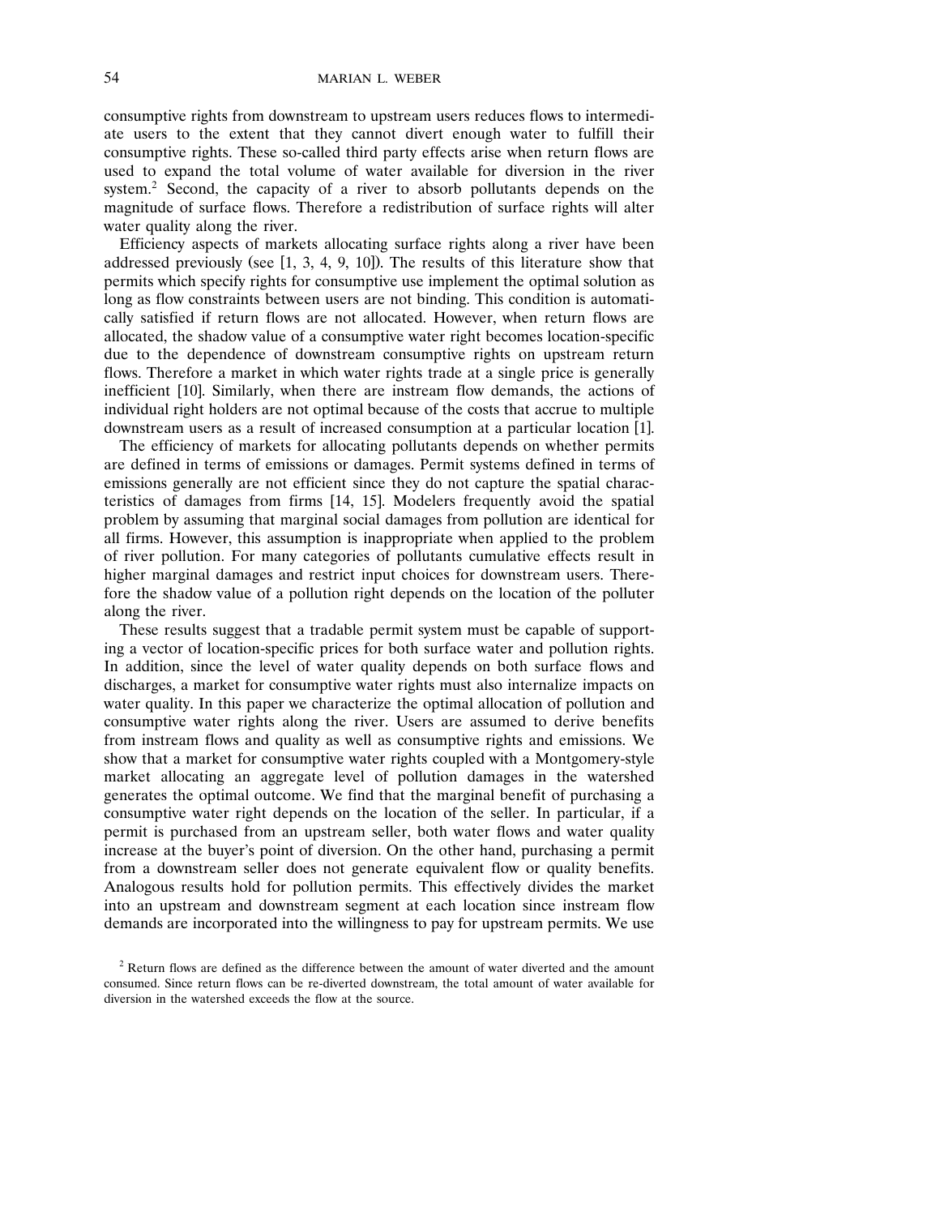consumptive rights from downstream to upstream users reduces flows to intermediate users to the extent that they cannot divert enough water to fulfill their consumptive rights. These so-called third party effects arise when return flows are used to expand the total volume of water available for diversion in the river system.[2] Second, the capacity of a river to absorb pollutants depends on the magnitude of surface flows. Therefore a redistribution of surface rights will alter water quality along the river.

Efficiency aspects of markets allocating surface rights along a river have been addressed previously (see [1, 3, 4, 9, 10]). The results of this literature show that permits which specify rights for consumptive use implement the optimal solution as long as flow constraints between users are not binding. This condition is automatically satisfied if return flows are not allocated. However, when return flows are allocated, the shadow value of a consumptive water right becomes location-specific due to the dependence of downstream consumptive rights on upstream return flows. Therefore a market in which water rights trade at a single price is generally inefficient [10]. Similarly, when there are instream flow demands, the actions of individual right holders are not optimal because of the costs that accrue to multiple downstream users as a result of increased consumption at a particular location [1].

The efficiency of markets for allocating pollutants depends on whether permits are defined in terms of emissions or damages. Permit systems defined in terms of emissions generally are not efficient since they do not capture the spatial characteristics of damages from firms [14, 15]. Modelers frequently avoid the spatial problem by assuming that marginal social damages from pollution are identical for all firms. However, this assumption is inappropriate when applied to the problem of river pollution. For many categories of pollutants cumulative effects result in higher marginal damages and restrict input choices for downstream users. Therefore the shadow value of a pollution right depends on the location of the polluter along the river.

These results suggest that a tradable permit system must be capable of supporting a vector of location-specific prices for both surface water and pollution rights. In addition, since the level of water quality depends on both surface flows and discharges, a market for consumptive water rights must also internalize impacts on water quality. In this paper we characterize the optimal allocation of pollution and consumptive water rights along the river. Users are assumed to derive benefits from instream flows and quality as well as consumptive rights and emissions. We show that a market for consumptive water rights coupled with a Montgomery-style market allocating an aggregate level of pollution damages in the watershed generates the optimal outcome. We find that the marginal benefit of purchasing a consumptive water right depends on the location of the seller. In particular, if a permit is purchased from an upstream seller, both water flows and water quality increase at the buyer's point of diversion. On the other hand, purchasing a permit from a downstream seller does not generate equivalent flow or quality benefits. Analogous results hold for pollution permits. This effectively divides the market into an upstream and downstream segment at each location since instream flow demands are incorporated into the willingness to pay for upstream permits. We use

[2] Return flows are defined as the difference between the amount of water diverted and the amount consumed. Since return flows can be re-diverted downstream, the total amount of water available for diversion in the watershed exceeds the flow at the source.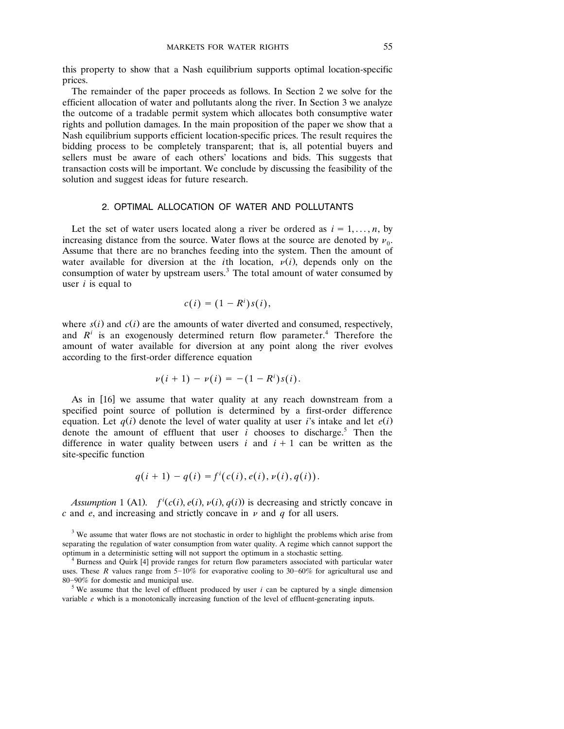this property to show that a Nash equilibrium supports optimal location-specific prices.

The remainder of the paper proceeds as follows. In Section 2 we solve for the efficient allocation of water and pollutants along the river. In Section 3 we analyze the outcome of a tradable permit system which allocates both consumptive water rights and pollution damages. In the main proposition of the paper we show that a Nash equilibrium supports efficient location-specific prices. The result requires the bidding process to be completely transparent; that is, all potential buyers and sellers must be aware of each others' locations and bids. This suggests that transaction costs will be important. We conclude by discussing the feasibility of the solution and suggest ideas for future research.

## 2. OPTIMAL ALLOCATION OF WATER AND POLLUTANTS

Let the set of water users located along a river be ordered as $i = 1, \ldots, n$, by increasing distance from the source. Water flows at the source are denoted by $\nu_0$. Assume that there are no branches feeding into the system. Then the amount of water available for diversion at the $i$th location, $\nu(i)$, depends only on the consumption of water by upstream users.[3] The total amount of water consumed by user $i$ is equal to

$$c(i) = (1 - R^i) s(i),$$

where $s(i)$ and $c(i)$ are the amounts of water diverted and consumed, respectively, and $R^i$ is an exogenously determined return flow parameter.[4] Therefore the amount of water available for diversion at any point along the river evolves according to the first-order difference equation

$$\nu(i+1) - \nu(i) = -(1 - R^i) s(i).$$

As in [16] we assume that water quality at any reach downstream from a specified point source of pollution is determined by a first-order difference equation. Let $q(i)$ denote the level of water quality at user $i$'s intake and let $e(i)$ denote the amount of effluent that user $i$ chooses to discharge.[5] Then the difference in water quality between users $i$ and $i + 1$ can be written as the site-specific function

$$q(i+1) - q(i) = f^i(c(i), e(i), \nu(i), q(i)).$$

*Assumption* 1 (A1). $f^i(c(i), e(i), \nu(i), q(i))$ is decreasing and strictly concave in $c$ and $e$, and increasing and strictly concave in $\nu$ and $q$ for all users.

[3] We assume that water flows are not stochastic in order to highlight the problems which arise from separating the regulation of water consumption from water quality. A regime which cannot support the optimum in a deterministic setting will not support the optimum in a stochastic setting.

[4] Burness and Quirk [4] provide ranges for return flow parameters associated with particular water uses. These $R$ values range from 5–10% for evaporative cooling to 30–60% for agricultural use and 80–90% for domestic and municipal use.

[5] We assume that the level of effluent produced by user $i$ can be captured by a single dimension variable $e$ which is a monotonically increasing function of the level of effluent-generating inputs.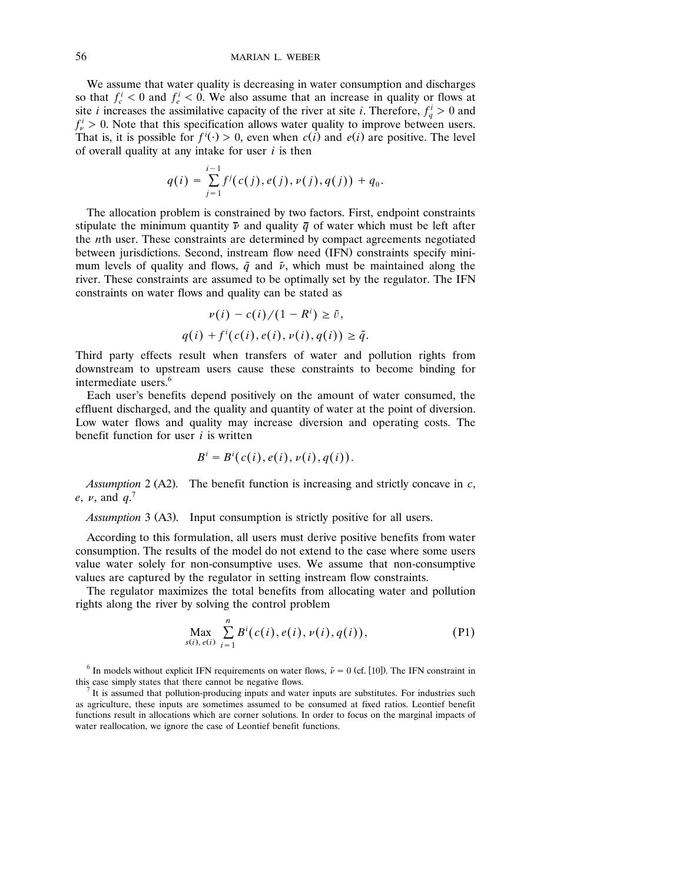We assume that water quality is decreasing in water consumption and discharges so that $f_c^i < 0$ and $f_e^i < 0$. We also assume that an increase in quality or flows at site $i$ increases the assimilative capacity of the river at site $i$. Therefore, $f_q^i > 0$ and $f_\nu^i > 0$. Note that this specification allows water quality to improve between users. That is, it is possible for $f^i(\cdot) > 0$, even when $c(i)$ and $e(i)$ are positive. The level of overall quality at any intake for user $i$ is then

$$q(i) = \sum_{j=1}^{i-1} f^j(c(j), e(j), \nu(j), q(j)) + q_0.$$

The allocation problem is constrained by two factors. First, endpoint constraints stipulate the minimum quantity $\bar{\nu}$ and quality $\bar{q}$ of water which must be left after the $n$th user. These constraints are determined by compact agreements negotiated between jurisdictions. Second, instream flow need (IFN) constraints specify minimum levels of quality and flows, $\tilde{q}$ and $\tilde{\nu}$, which must be maintained along the river. These constraints are assumed to be optimally set by the regulator. The IFN constraints on water flows and quality can be stated as

$$\nu(i) - c(i)/(1 - R^i) \geq \tilde{\upsilon},$$

$$q(i) + f^i(c(i), e(i), \nu(i), q(i)) \geq \tilde{q}.$$

Third party effects result when transfers of water and pollution rights from downstream to upstream users cause these constraints to become binding for intermediate users.[6]

Each user's benefits depend positively on the amount of water consumed, the effluent discharged, and the quality and quantity of water at the point of diversion. Low water flows and quality may increase diversion and operating costs. The benefit function for user $i$ is written

$$B^i = B^i(c(i), e(i), \nu(i), q(i)).$$

*Assumption* 2 (A2). The benefit function is increasing and strictly concave in $c$, $e$, $\nu$, and $q$.[7]

*Assumption* 3 (A3). Input consumption is strictly positive for all users.

According to this formulation, all users must derive positive benefits from water consumption. The results of the model do not extend to the case where some users value water solely for non-consumptive uses. We assume that non-consumptive values are captured by the regulator in setting instream flow constraints.

The regulator maximizes the total benefits from allocating water and pollution rights along the river by solving the control problem

$$\max_{s(i), e(i)} \sum_{i=1}^{n} B^i(c(i), e(i), \nu(i), q(i)), \tag{P1}$$

[6] In models without explicit IFN requirements on water flows, $\tilde{\nu} = 0$ (cf. [10]). The IFN constraint in this case simply states that there cannot be negative flows.

[7] It is assumed that pollution-producing inputs and water inputs are substitutes. For industries such as agriculture, these inputs are sometimes assumed to be consumed at fixed ratios. Leontief benefit functions result in allocations which are corner solutions. In order to focus on the marginal impacts of water reallocation, we ignore the case of Leontief benefit functions.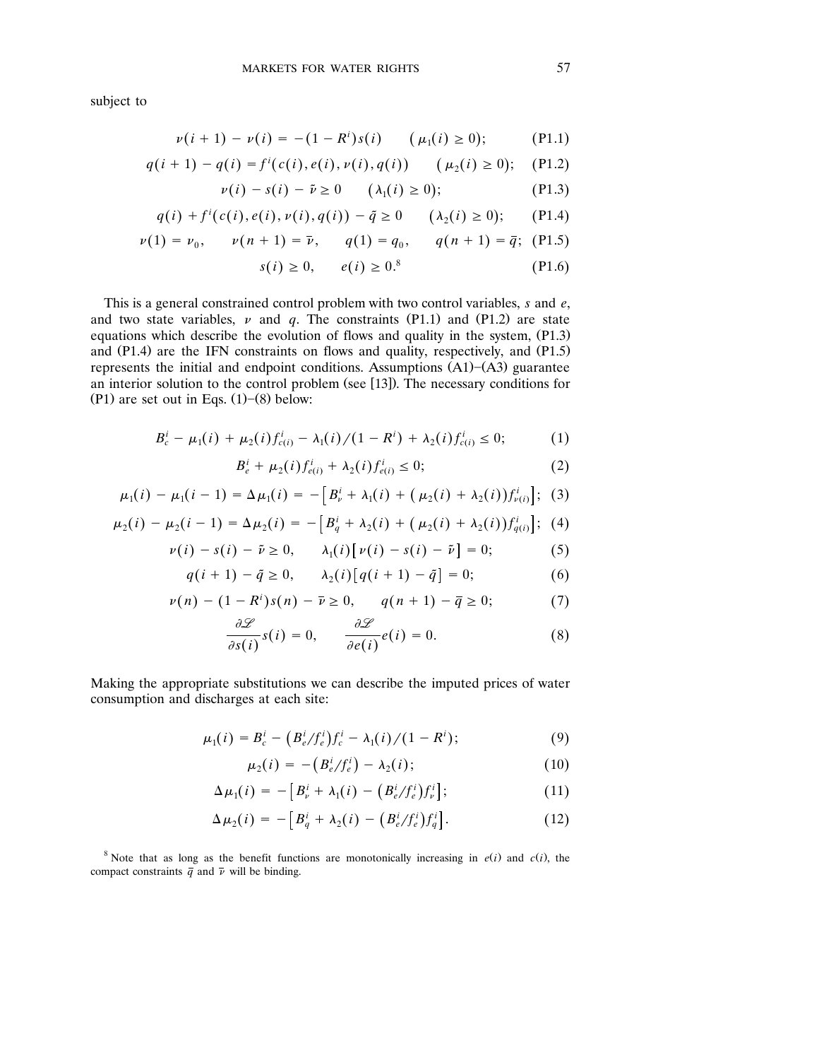subject to

$$\nu(i+1) - \nu(i) = -(1 - R^i)s(i) \qquad (\mu_1(i) \geq 0); \tag{P1.1}$$

$$q(i+1) - q(i) = f^i(c(i), e(i), \nu(i), q(i)) \qquad (\mu_2(i) \geq 0); \tag{P1.2}$$

$$\nu(i) - s(i) - \tilde{\nu} \geq 0 \qquad (\lambda_1(i) \geq 0); \tag{P1.3}$$

$$q(i) + f^i(c(i), e(i), \nu(i), q(i)) - \tilde{q} \geq 0 \qquad (\lambda_2(i) \geq 0); \tag{P1.4}$$

$$\nu(1) = \nu_0, \qquad \nu(n+1) = \bar{\nu}, \qquad q(1) = q_0, \qquad q(n+1) = \bar{q}; \tag{P1.5}$$

$$s(i) \geq 0, \qquad e(i) \geq 0.^{8} \tag{P1.6}$$

This is a general constrained control problem with two control variables, $s$ and $e$, and two state variables, $\nu$ and $q$. The constraints (P1.1) and (P1.2) are state equations which describe the evolution of flows and quality in the system, (P1.3) and (P1.4) are the IFN constraints on flows and quality, respectively, and (P1.5) represents the initial and endpoint conditions. Assumptions (A1)–(A3) guarantee an interior solution to the control problem (see [13]). The necessary conditions for (P1) are set out in Eqs. (1)–(8) below:

$$B_c^i - \mu_1(i) + \mu_2(i) f_{c(i)}^i - \lambda_1(i)/(1 - R^i) + \lambda_2(i) f_{c(i)}^i \leq 0; \tag{1}$$

$$B_e^i + \mu_2(i) f_{e(i)}^i + \lambda_2(i) f_{e(i)}^i \leq 0; \tag{2}$$

$$\mu_1(i) - \mu_1(i-1) = \Delta\mu_1(i) = -\left[B_\nu^i + \lambda_1(i) + (\mu_2(i) + \lambda_2(i)) f_{\nu(i)}^i\right]; \tag{3}$$

$$\mu_2(i) - \mu_2(i-1) = \Delta\mu_2(i) = -\left[B_q^i + \lambda_2(i) + (\mu_2(i) + \lambda_2(i)) f_{q(i)}^i\right]; \tag{4}$$

$$\nu(i) - s(i) - \tilde{\nu} \geq 0, \qquad \lambda_1(i)\left[\nu(i) - s(i) - \tilde{\nu}\right] = 0; \tag{5}$$

$$q(i+1) - \tilde{q} \geq 0, \qquad \lambda_2(i)\left[q(i+1) - \tilde{q}\right] = 0; \tag{6}$$

$$\nu(n) - (1 - R^i)s(n) - \bar{\nu} \geq 0, \qquad q(n+1) - \bar{q} \geq 0; \tag{7}$$

$$\frac{\partial \mathscr{L}}{\partial s(i)} s(i) = 0, \qquad \frac{\partial \mathscr{L}}{\partial e(i)} e(i) = 0. \tag{8}$$

Making the appropriate substitutions we can describe the imputed prices of water consumption and discharges at each site:

$$\mu_1(i) = B_c^i - \left(B_e^i / f_e^i\right) f_c^i - \lambda_1(i)/(1 - R^i); \tag{9}$$

$$\mu_2(i) = -\left(B_e^i / f_e^i\right) - \lambda_2(i); \tag{10}$$

$$\Delta\mu_1(i) = -\left[B_\nu^i + \lambda_1(i) - \left(B_e^i / f_e^i\right) f_\nu^i\right]; \tag{11}$$

$$\Delta\mu_2(i) = -\left[B_q^i + \lambda_2(i) - \left(B_e^i / f_e^i\right) f_q^i\right]. \tag{12}$$

[8] Note that as long as the benefit functions are monotonically increasing in $e(i)$ and $c(i)$, the compact constraints $\bar{q}$ and $\bar{\nu}$ will be binding.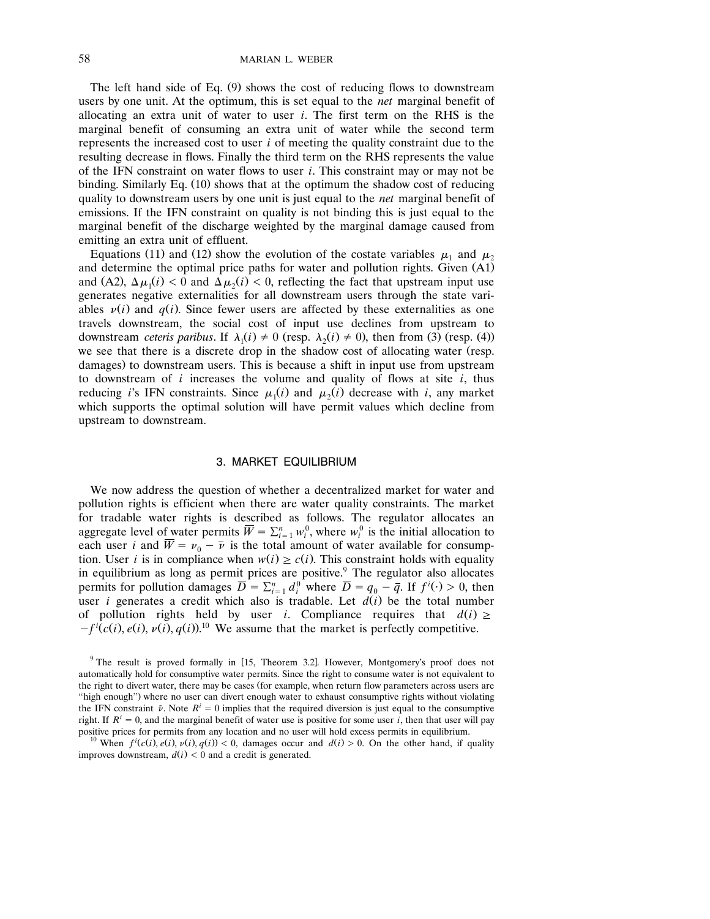The left hand side of Eq. (9) shows the cost of reducing flows to downstream users by one unit. At the optimum, this is set equal to the *net* marginal benefit of allocating an extra unit of water to user $i$. The first term on the RHS is the marginal benefit of consuming an extra unit of water while the second term represents the increased cost to user $i$ of meeting the quality constraint due to the resulting decrease in flows. Finally the third term on the RHS represents the value of the IFN constraint on water flows to user $i$. This constraint may or may not be binding. Similarly Eq. (10) shows that at the optimum the shadow cost of reducing quality to downstream users by one unit is just equal to the *net* marginal benefit of emissions. If the IFN constraint on quality is not binding this is just equal to the marginal benefit of the discharge weighted by the marginal damage caused from emitting an extra unit of effluent.

Equations (11) and (12) show the evolution of the costate variables $\mu_1$ and $\mu_2$ and determine the optimal price paths for water and pollution rights. Given (A1) and (A2), $\Delta\mu_1(i) < 0$ and $\Delta\mu_2(i) < 0$, reflecting the fact that upstream input use generates negative externalities for all downstream users through the state variables $\nu(i)$ and $q(i)$. Since fewer users are affected by these externalities as one travels downstream, the social cost of input use declines from upstream to downstream *ceteris paribus*. If $\lambda_1(i) \neq 0$ (resp. $\lambda_2(i) \neq 0$), then from (3) (resp. (4)) we see that there is a discrete drop in the shadow cost of allocating water (resp. damages) to downstream users. This is because a shift in input use from upstream to downstream of $i$ increases the volume and quality of flows at site $i$, thus reducing $i$'s IFN constraints. Since $\mu_1(i)$ and $\mu_2(i)$ decrease with $i$, any market which supports the optimal solution will have permit values which decline from upstream to downstream.

## 3. MARKET EQUILIBRIUM

We now address the question of whether a decentralized market for water and pollution rights is efficient when there are water quality constraints. The market for tradable water rights is described as follows. The regulator allocates an aggregate level of water permits $\overline{W} = \sum_{i=1}^{n} w_i^0$, where $w_i^0$ is the initial allocation to each user $i$ and $\overline{W} = \nu_0 - \bar{\nu}$ is the total amount of water available for consumption. User $i$ is in compliance when $w(i) \geq c(i)$. This constraint holds with equality in equilibrium as long as permit prices are positive.[9] The regulator also allocates permits for pollution damages $\overline{D} = \sum_{i=1}^{n} d_i^0$ where $\overline{D} = q_0 - \bar{q}$. If $f^i(\cdot) > 0$, then user $i$ generates a credit which also is tradable. Let $d(i)$ be the total number of pollution rights held by user $i$. Compliance requires that $d(i) \geq -f^i(c(i), e(i), \nu(i), q(i))$.[10] We assume that the market is perfectly competitive.

[9] The result is proved formally in [15, Theorem 3.2]. However, Montgomery's proof does not automatically hold for consumptive water permits. Since the right to consume water is not equivalent to the right to divert water, there may be cases (for example, when return flow parameters across users are "high enough") where no user can divert enough water to exhaust consumptive rights without violating the IFN constraint $\bar{\nu}$. Note $R^i = 0$ implies that the required diversion is just equal to the consumptive right. If $R^i = 0$, and the marginal benefit of water use is positive for some user $i$, then that user will pay positive prices for permits from any location and no user will hold excess permits in equilibrium.

[10] When $f^i(c(i), e(i), \nu(i), q(i)) < 0$, damages occur and $d(i) > 0$. On the other hand, if quality improves downstream, $d(i) < 0$ and a credit is generated.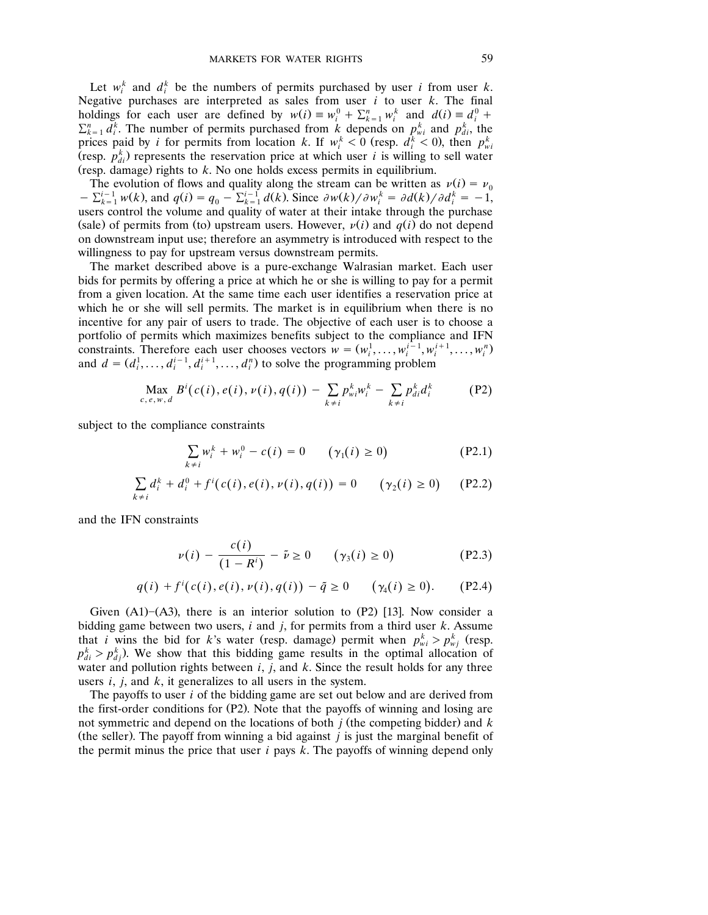Let $w_i^k$ and $d_i^k$ be the numbers of permits purchased by user $i$ from user $k$. Negative purchases are interpreted as sales from user $i$ to user $k$. The final holdings for each user are defined by $w(i) \equiv w_i^0 + \sum_{k=1}^n w_i^k$ and $d(i) \equiv d_i^0 + \sum_{k=1}^n d_i^k$. The number of permits purchased from $k$ depends on $p_{wi}^k$ and $p_{di}^k$, the prices paid by $i$ for permits from location $k$. If $w_i^k < 0$ (resp. $d_i^k < 0$), then $p_{wi}^k$ (resp. $p_{di}^k$) represents the reservation price at which user $i$ is willing to sell water (resp. damage) rights to $k$. No one holds excess permits in equilibrium.

The evolution of flows and quality along the stream can be written as $\nu(i) = \nu_0 - \sum_{k=1}^{i-1} w(k)$, and $q(i) = q_0 - \sum_{k=1}^{i-1} d(k)$. Since $\partial w(k)/\partial w_i^k = \partial d(k)/\partial d_i^k = -1$, users control the volume and quality of water at their intake through the purchase (sale) of permits from (to) upstream users. However, $\nu(i)$ and $q(i)$ do not depend on downstream input use; therefore an asymmetry is introduced with respect to the willingness to pay for upstream versus downstream permits.

The market described above is a pure-exchange Walrasian market. Each user bids for permits by offering a price at which he or she is willing to pay for a permit from a given location. At the same time each user identifies a reservation price at which he or she will sell permits. The market is in equilibrium when there is no incentive for any pair of users to trade. The objective of each user is to choose a portfolio of permits which maximizes benefits subject to the compliance and IFN constraints. Therefore each user chooses vectors $w = (w_i^1, \dots, w_i^{i-1}, w_i^{i+1}, \dots, w_i^n)$ and $d = (d_i^1, \dots, d_i^{i-1}, d_i^{i+1}, \dots, d_i^n)$ to solve the programming problem

$$\underset{c,e,w,d}{\text{Max}}\ B^i(c(i), e(i), \nu(i), q(i)) - \sum_{k \neq i} p_{wi}^k w_i^k - \sum_{k \neq i} p_{di}^k d_i^k \tag{P2}$$

subject to the compliance constraints

$$\sum_{k \neq i} w_i^k + w_i^0 - c(i) = 0 \qquad (\gamma_1(i) \geq 0) \tag{P2.1}$$

$$\sum_{k \neq i} d_i^k + d_i^0 + f^i(c(i), e(i), \nu(i), q(i)) = 0 \qquad (\gamma_2(i) \geq 0) \tag{P2.2}$$

and the IFN constraints

$$\nu(i) - \frac{c(i)}{(1 - R^i)} - \tilde{\nu} \geq 0 \qquad (\gamma_3(i) \geq 0) \tag{P2.3}$$

$$q(i) + f^i(c(i), e(i), \nu(i), q(i)) - \tilde{q} \geq 0 \qquad (\gamma_4(i) \geq 0). \tag{P2.4}$$

Given (A1)–(A3), there is an interior solution to (P2) [13]. Now consider a bidding game between two users, $i$ and $j$, for permits from a third user $k$. Assume that $i$ wins the bid for $k$'s water (resp. damage) permit when $p_{wi}^k > p_{wj}^k$ (resp. $p_{di}^k > p_{dj}^k$). We show that this bidding game results in the optimal allocation of water and pollution rights between $i$, $j$, and $k$. Since the result holds for any three users $i$, $j$, and $k$, it generalizes to all users in the system.

The payoffs to user $i$ of the bidding game are set out below and are derived from the first-order conditions for (P2). Note that the payoffs of winning and losing are not symmetric and depend on the locations of both $j$ (the competing bidder) and $k$ (the seller). The payoff from winning a bid against $j$ is just the marginal benefit of the permit minus the price that user $i$ pays $k$. The payoffs of winning depend only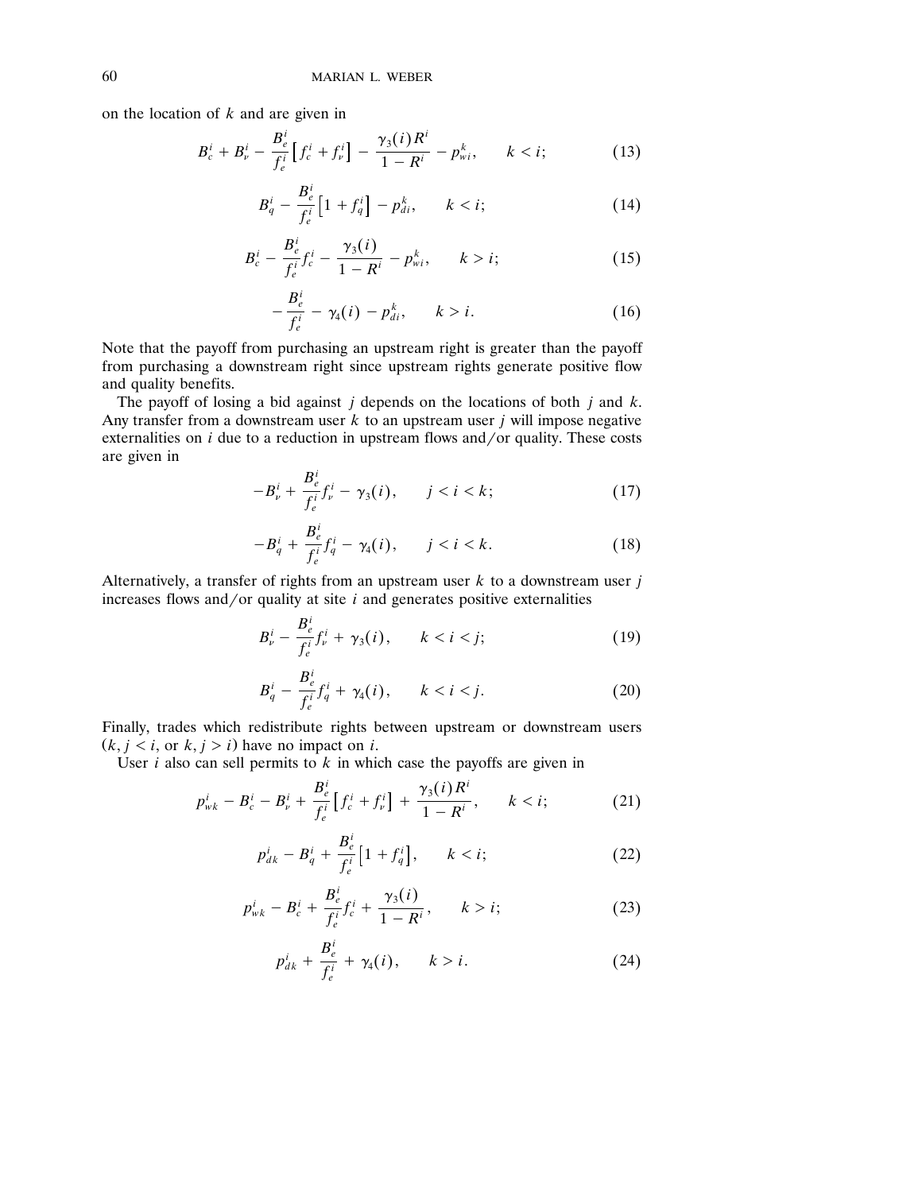on the location of $k$ and are given in

$$B_c^i + B_\nu^i - \frac{B_e^i}{f_e^i}\left[f_c^i + f_\nu^i\right] - \frac{\gamma_3(i)R^i}{1 - R^i} - p_{wi}^k, \qquad k < i; \tag{13}$$

$$B_q^i - \frac{B_e^i}{f_e^i}\left[1 + f_q^i\right] - p_{di}^k, \qquad k < i; \tag{14}$$

$$B_c^i - \frac{B_e^i}{f_e^i} f_c^i - \frac{\gamma_3(i)}{1 - R^i} - p_{wi}^k, \qquad k > i; \tag{15}$$

$$-\frac{B_e^i}{f_e^i} - \gamma_4(i) - p_{di}^k, \qquad k > i. \tag{16}$$

Note that the payoff from purchasing an upstream right is greater than the payoff from purchasing a downstream right since upstream rights generate positive flow and quality benefits.

The payoff of losing a bid against $j$ depends on the locations of both $j$ and $k$. Any transfer from a downstream user $k$ to an upstream user $j$ will impose negative externalities on $i$ due to a reduction in upstream flows and/or quality. These costs are given in

$$-B_\nu^i + \frac{B_e^i}{f_e^i} f_\nu^i - \gamma_3(i), \qquad j < i < k; \tag{17}$$

$$-B_q^i + \frac{B_e^i}{f_e^i} f_q^i - \gamma_4(i), \qquad j < i < k. \tag{18}$$

Alternatively, a transfer of rights from an upstream user $k$ to a downstream user $j$ increases flows and/or quality at site $i$ and generates positive externalities

$$B_\nu^i - \frac{B_e^i}{f_e^i} f_\nu^i + \gamma_3(i), \qquad k < i < j; \tag{19}$$

$$B_q^i - \frac{B_e^i}{f_e^i} f_q^i + \gamma_4(i), \qquad k < i < j. \tag{20}$$

Finally, trades which redistribute rights between upstream or downstream users ($k, j < i$, or $k, j > i$) have no impact on $i$.

User $i$ also can sell permits to $k$ in which case the payoffs are given in

$$p_{wk}^i - B_c^i - B_\nu^i + \frac{B_e^i}{f_e^i}\left[f_c^i + f_\nu^i\right] + \frac{\gamma_3(i)R^i}{1 - R^i}, \qquad k < i; \tag{21}$$

$$p_{dk}^i - B_q^i + \frac{B_e^i}{f_e^i}\left[1 + f_q^i\right], \qquad k < i; \tag{22}$$

$$p_{wk}^i - B_c^i + \frac{B_e^i}{f_e^i} f_c^i + \frac{\gamma_3(i)}{1 - R^i}, \qquad k > i; \tag{23}$$

$$p_{dk}^i + \frac{B_e^i}{f_e^i} + \gamma_4(i), \qquad k > i. \tag{24}$$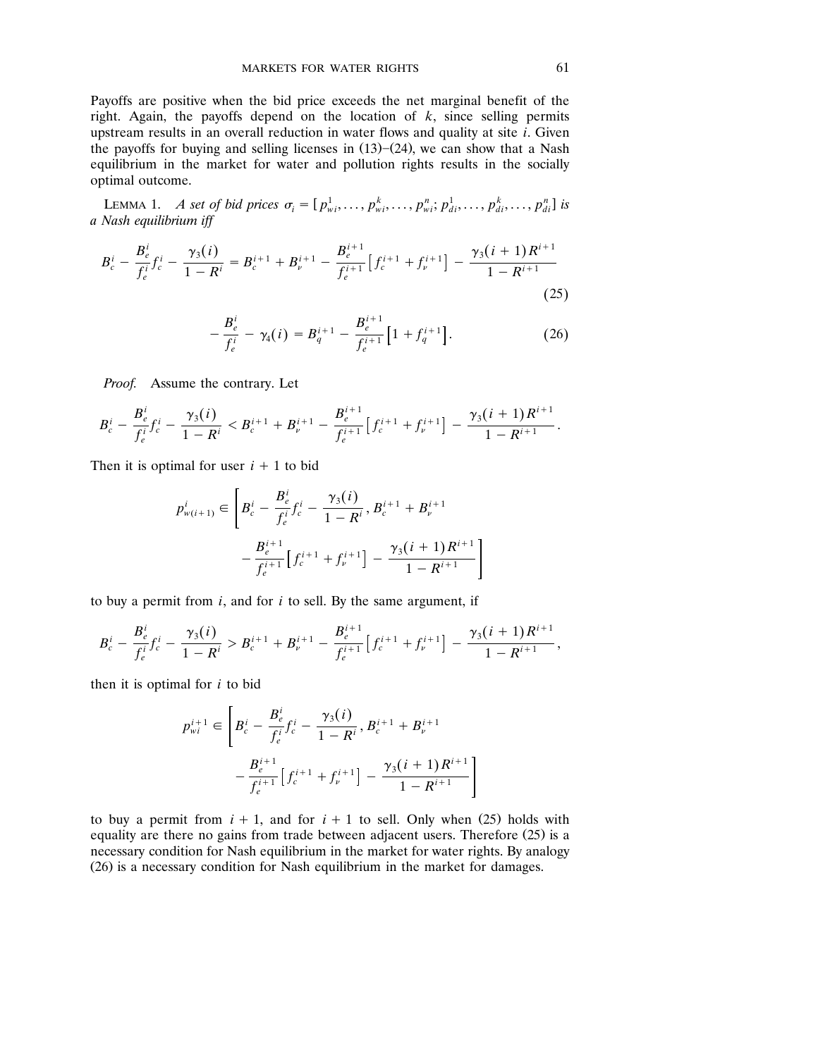Payoffs are positive when the bid price exceeds the net marginal benefit of the right. Again, the payoffs depend on the location of $k$, since selling permits upstream results in an overall reduction in water flows and quality at site $i$. Given the payoffs for buying and selling licenses in (13)–(24), we can show that a Nash equilibrium in the market for water and pollution rights results in the socially optimal outcome.

LEMMA 1. *A set of bid prices* $\sigma_i = [p_{wi}^1, \ldots, p_{wi}^k, \ldots, p_{wi}^n; p_{di}^1, \ldots, p_{di}^k, \ldots, p_{di}^n]$ *is a Nash equilibrium iff*

$$B_c^i - \frac{B_e^i}{f_e^i} f_c^i - \frac{\gamma_3(i)}{1 - R^i} = B_c^{i+1} + B_\nu^{i+1} - \frac{B_e^{i+1}}{f_e^{i+1}}\left[f_c^{i+1} + f_\nu^{i+1}\right] - \frac{\gamma_3(i+1) R^{i+1}}{1 - R^{i+1}} \tag{25}$$

$$-\frac{B_e^i}{f_e^i} - \gamma_4(i) = B_q^{i+1} - \frac{B_e^{i+1}}{f_e^{i+1}}\left[1 + f_q^{i+1}\right]. \tag{26}$$

*Proof.* Assume the contrary. Let

$$B_c^i - \frac{B_e^i}{f_e^i} f_c^i - \frac{\gamma_3(i)}{1 - R^i} < B_c^{i+1} + B_\nu^{i+1} - \frac{B_e^{i+1}}{f_e^{i+1}}\left[f_c^{i+1} + f_\nu^{i+1}\right] - \frac{\gamma_3(i+1) R^{i+1}}{1 - R^{i+1}}.$$

Then it is optimal for user $i + 1$ to bid

$$p_{w(i+1)}^i \in \left[B_c^i - \frac{B_e^i}{f_e^i} f_c^i - \frac{\gamma_3(i)}{1 - R^i}, B_c^{i+1} + B_\nu^{i+1} - \frac{B_e^{i+1}}{f_e^{i+1}}\left[f_c^{i+1} + f_\nu^{i+1}\right] - \frac{\gamma_3(i+1) R^{i+1}}{1 - R^{i+1}}\right]$$

to buy a permit from $i$, and for $i$ to sell. By the same argument, if

$$B_c^i - \frac{B_e^i}{f_e^i} f_c^i - \frac{\gamma_3(i)}{1 - R^i} > B_c^{i+1} + B_\nu^{i+1} - \frac{B_e^{i+1}}{f_e^{i+1}}\left[f_c^{i+1} + f_\nu^{i+1}\right] - \frac{\gamma_3(i+1) R^{i+1}}{1 - R^{i+1}},$$

then it is optimal for $i$ to bid

$$p_{wi}^{i+1} \in \left[B_c^i - \frac{B_e^i}{f_e^i} f_c^i - \frac{\gamma_3(i)}{1 - R^i}, B_c^{i+1} + B_\nu^{i+1} - \frac{B_e^{i+1}}{f_e^{i+1}}\left[f_c^{i+1} + f_\nu^{i+1}\right] - \frac{\gamma_3(i+1) R^{i+1}}{1 - R^{i+1}}\right]$$

to buy a permit from $i + 1$, and for $i + 1$ to sell. Only when (25) holds with equality are there no gains from trade between adjacent users. Therefore (25) is a necessary condition for Nash equilibrium in the market for water rights. By analogy (26) is a necessary condition for Nash equilibrium in the market for damages.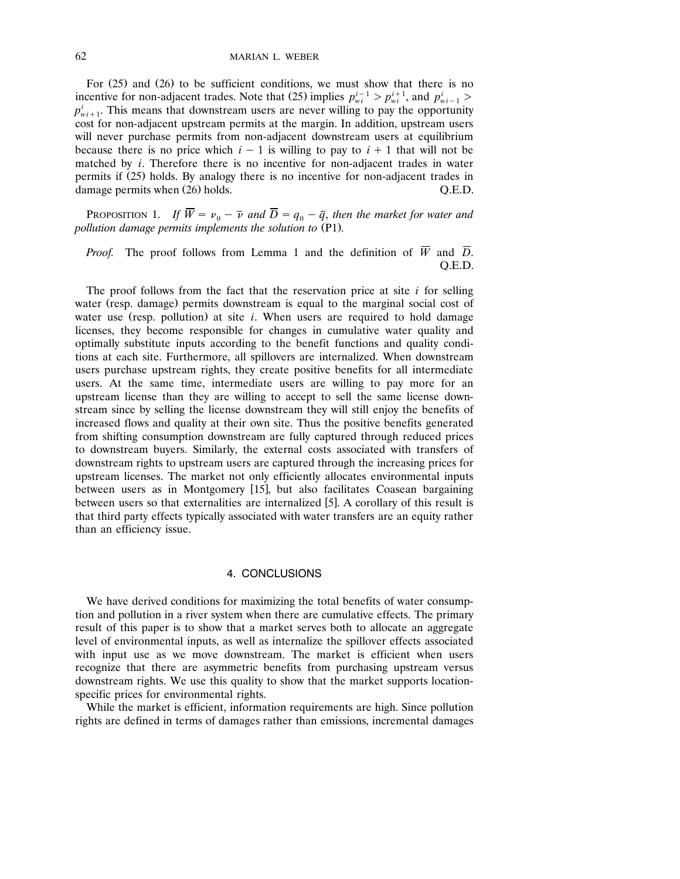For (25) and (26) to be sufficient conditions, we must show that there is no incentive for non-adjacent trades. Note that (25) implies $p_{wi}^{i-1} > p_{wi}^{i+1}$, and $p_{wi-1}^{i} > p_{wi+1}^{i}$. This means that downstream users are never willing to pay the opportunity cost for non-adjacent upstream permits at the margin. In addition, upstream users will never purchase permits from non-adjacent downstream users at equilibrium because there is no price which $i-1$ is willing to pay to $i+1$ that will not be matched by $i$. Therefore there is no incentive for non-adjacent trades in water permits if (25) holds. By analogy there is no incentive for non-adjacent trades in damage permits when (26) holds. Q.E.D.

PROPOSITION 1. *If $\overline{W} = \nu_0 - \overline{\nu}$ and $\overline{D} = q_0 - \overline{q}$, then the market for water and pollution damage permits implements the solution to* (P1).

*Proof.* The proof follows from Lemma 1 and the definition of $\overline{W}$ and $\overline{D}$. Q.E.D.

The proof follows from the fact that the reservation price at site $i$ for selling water (resp. damage) permits downstream is equal to the marginal social cost of water use (resp. pollution) at site $i$. When users are required to hold damage licenses, they become responsible for changes in cumulative water quality and optimally substitute inputs according to the benefit functions and quality conditions at each site. Furthermore, all spillovers are internalized. When downstream users purchase upstream rights, they create positive benefits for all intermediate users. At the same time, intermediate users are willing to pay more for an upstream license than they are willing to accept to sell the same license downstream since by selling the license downstream they will still enjoy the benefits of increased flows and quality at their own site. Thus the positive benefits generated from shifting consumption downstream are fully captured through reduced prices to downstream buyers. Similarly, the external costs associated with transfers of downstream rights to upstream users are captured through the increasing prices for upstream licenses. The market not only efficiently allocates environmental inputs between users as in Montgomery [15], but also facilitates Coasean bargaining between users so that externalities are internalized [5]. A corollary of this result is that third party effects typically associated with water transfers are an equity rather than an efficiency issue.

## 4. CONCLUSIONS

We have derived conditions for maximizing the total benefits of water consumption and pollution in a river system when there are cumulative effects. The primary result of this paper is to show that a market serves both to allocate an aggregate level of environmental inputs, as well as internalize the spillover effects associated with input use as we move downstream. The market is efficient when users recognize that there are asymmetric benefits from purchasing upstream versus downstream rights. We use this quality to show that the market supports location-specific prices for environmental rights.

While the market is efficient, information requirements are high. Since pollution rights are defined in terms of damages rather than emissions, incremental damages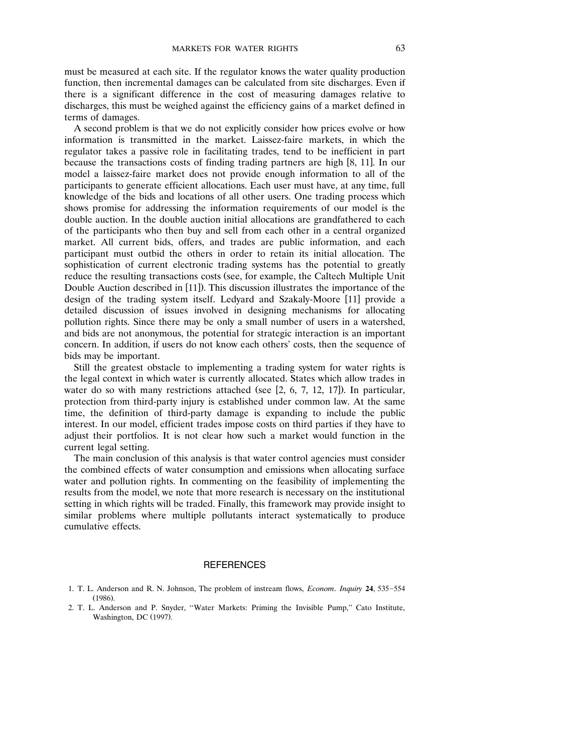must be measured at each site. If the regulator knows the water quality production function, then incremental damages can be calculated from site discharges. Even if there is a significant difference in the cost of measuring damages relative to discharges, this must be weighed against the efficiency gains of a market defined in terms of damages.

A second problem is that we do not explicitly consider how prices evolve or how information is transmitted in the market. Laissez-faire markets, in which the regulator takes a passive role in facilitating trades, tend to be inefficient in part because the transactions costs of finding trading partners are high [8, 11]. In our model a laissez-faire market does not provide enough information to all of the participants to generate efficient allocations. Each user must have, at any time, full knowledge of the bids and locations of all other users. One trading process which shows promise for addressing the information requirements of our model is the double auction. In the double auction initial allocations are grandfathered to each of the participants who then buy and sell from each other in a central organized market. All current bids, offers, and trades are public information, and each participant must outbid the others in order to retain its initial allocation. The sophistication of current electronic trading systems has the potential to greatly reduce the resulting transactions costs (see, for example, the Caltech Multiple Unit Double Auction described in [11]). This discussion illustrates the importance of the design of the trading system itself. Ledyard and Szakaly-Moore [11] provide a detailed discussion of issues involved in designing mechanisms for allocating pollution rights. Since there may be only a small number of users in a watershed, and bids are not anonymous, the potential for strategic interaction is an important concern. In addition, if users do not know each others' costs, then the sequence of bids may be important.

Still the greatest obstacle to implementing a trading system for water rights is the legal context in which water is currently allocated. States which allow trades in water do so with many restrictions attached (see [2, 6, 7, 12, 17]). In particular, protection from third-party injury is established under common law. At the same time, the definition of third-party damage is expanding to include the public interest. In our model, efficient trades impose costs on third parties if they have to adjust their portfolios. It is not clear how such a market would function in the current legal setting.

The main conclusion of this analysis is that water control agencies must consider the combined effects of water consumption and emissions when allocating surface water and pollution rights. In commenting on the feasibility of implementing the results from the model, we note that more research is necessary on the institutional setting in which rights will be traded. Finally, this framework may provide insight to similar problems where multiple pollutants interact systematically to produce cumulative effects.

## REFERENCES

1. T. L. Anderson and R. N. Johnson, The problem of instream flows, *Econom. Inquiry* **24**, 535–554 (1986).
2. T. L. Anderson and P. Snyder, "Water Markets: Priming the Invisible Pump," Cato Institute, Washington, DC (1997).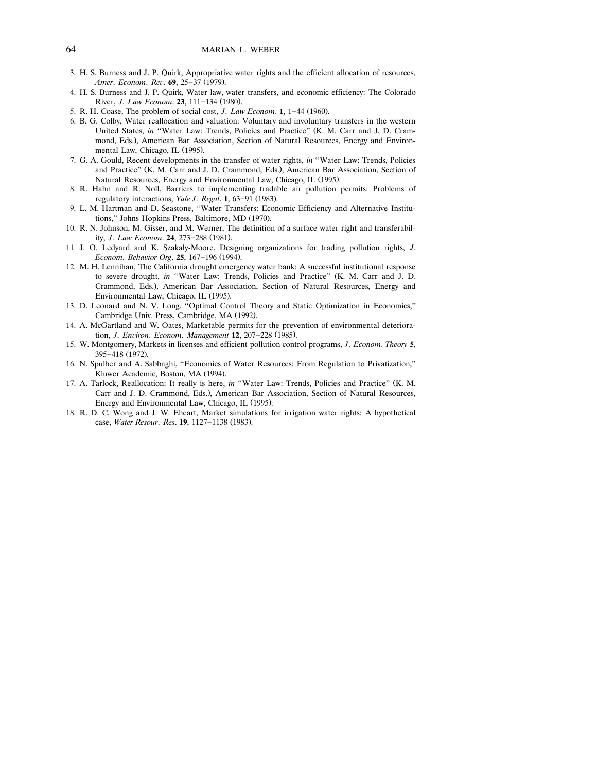3. H. S. Burness and J. P. Quirk, Appropriative water rights and the efficient allocation of resources, *Amer. Econom. Rev.* **69**, 25–37 (1979).
4. H. S. Burness and J. P. Quirk, Water law, water transfers, and economic efficiency: The Colorado River, *J. Law Econom.* **23**, 111–134 (1980).
5. R. H. Coase, The problem of social cost, *J. Law Econom.* **1**, 1–44 (1960).
6. B. G. Colby, Water reallocation and valuation: Voluntary and involuntary transfers in the western United States, *in* "Water Law: Trends, Policies and Practice" (K. M. Carr and J. D. Crammond, Eds.), American Bar Association, Section of Natural Resources, Energy and Environmental Law, Chicago, IL (1995).
7. G. A. Gould, Recent developments in the transfer of water rights, *in* "Water Law: Trends, Policies and Practice" (K. M. Carr and J. D. Crammond, Eds.), American Bar Association, Section of Natural Resources, Energy and Environmental Law, Chicago, IL (1995).
8. R. Hahn and R. Noll, Barriers to implementing tradable air pollution permits: Problems of regulatory interactions, *Yale J. Regul.* **1**, 63–91 (1983).
9. L. M. Hartman and D. Seastone, "Water Transfers: Economic Efficiency and Alternative Institutions," Johns Hopkins Press, Baltimore, MD (1970).
10. R. N. Johnson, M. Gisser, and M. Werner, The definition of a surface water right and transferability, *J. Law Econom.* **24**, 273–288 (1981).
11. J. O. Ledyard and K. Szakaly-Moore, Designing organizations for trading pollution rights, *J. Econom. Behavior Org.* **25**, 167–196 (1994).
12. M. H. Lennihan, The California drought emergency water bank: A successful institutional response to severe drought, *in* "Water Law: Trends, Policies and Practice" (K. M. Carr and J. D. Crammond, Eds.), American Bar Association, Section of Natural Resources, Energy and Environmental Law, Chicago, IL (1995).
13. D. Leonard and N. V. Long, "Optimal Control Theory and Static Optimization in Economics," Cambridge Univ. Press, Cambridge, MA (1992).
14. A. McGartland and W. Oates, Marketable permits for the prevention of environmental deterioration, *J. Environ. Econom. Management* **12**, 207–228 (1985).
15. W. Montgomery, Markets in licenses and efficient pollution control programs, *J. Econom. Theory* **5**, 395–418 (1972).
16. N. Spulber and A. Sabbaghi, "Economics of Water Resources: From Regulation to Privatization," Kluwer Academic, Boston, MA (1994).
17. A. Tarlock, Reallocation: It really is here, *in* "Water Law: Trends, Policies and Practice" (K. M. Carr and J. D. Crammond, Eds.), American Bar Association, Section of Natural Resources, Energy and Environmental Law, Chicago, IL (1995).
18. R. D. C. Wong and J. W. Eheart, Market simulations for irrigation water rights: A hypothetical case, *Water Resour. Res.* **19**, 1127–1138 (1983).